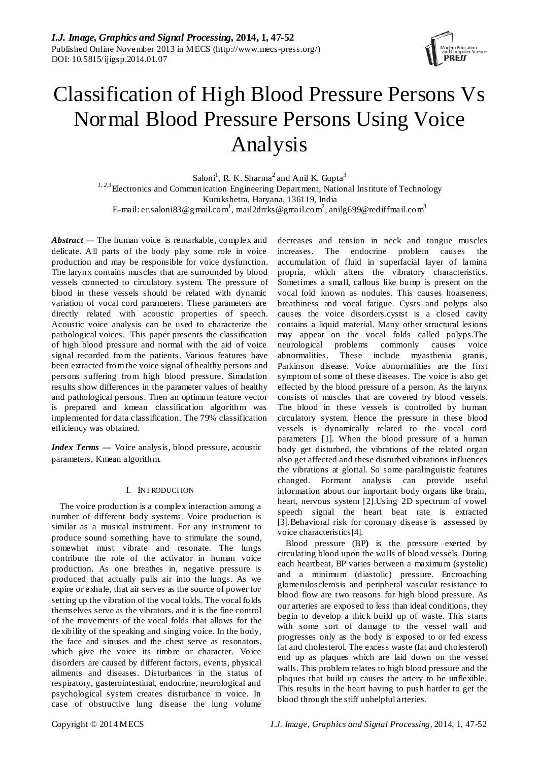# Classification of High Blood Pressure Persons Vs Normal Blood Pressure Persons Using Voice Analysis

Saloni[1], R. K. Sharma[2] and Anil K. Gupta[3]

[1,2,3]Electronics and Communication Engineering Department, National Institute of Technology
Kurukshetra, Haryana, 136119, India
E-mail: er.saloni83@gmail.com[1], mail2drrks@gmail.com[2], anilg699@rediffmail.com[3]

***Abstract*** **—** The human voice is remarkable, complex and delicate. All parts of the body play some role in voice production and may be responsible for voice dysfunction. The larynx contains muscles that are surrounded by blood vessels connected to circulatory system. The pressure of blood in these vessels should be related with dynamic variation of vocal cord parameters. These parameters are directly related with acoustic properties of speech. Acoustic voice analysis can be used to characterize the pathological voices. This paper presents the classification of high blood pressure and normal with the aid of voice signal recorded from the patients. Various features have been extracted from the voice signal of healthy persons and persons suffering from high blood pressure. Simulation results show differences in the parameter values of healthy and pathological persons. Then an optimum feature vector is prepared and kmean classification algorithm was implemented for data classification. The 79% classification efficiency was obtained.

***Index Terms*** **—** Voice analysis, blood pressure, acoustic parameters, Kmean algorithm.

## I. INTRODUCTION

The voice production is a complex interaction among a number of different body systems. Voice production is similar as a musical instrument. For any instrument to produce sound something have to stimulate the sound, somewhat must vibrate and resonate. The lungs contribute the role of the activator in human voice production. As one breathes in, negative pressure is produced that actually pulls air into the lungs. As we expire or exhale, that air serves as the source of power for setting up the vibration of the vocal folds. The vocal folds themselves serve as the vibrators, and it is the fine control of the movements of the vocal folds that allows for the flexibility of the speaking and singing voice. In the body, the face and sinuses and the chest serve as resonators, which give the voice its timbre or character. Voice disorders are caused by different factors, events, physical ailments and diseases. Disturbances in the status of respiratory, gasterointestinal, endocrine, neurological and psychological system creates disturbance in voice. In case of obstructive lung disease the lung volume decreases and tension in neck and tongue muscles increases. The endocrine problem causes the accumulation of fluid in superfacial layer of lamina propria, which alters the vibratory characteristics. Sometimes a small, callous like bump is present on the vocal fold known as nodules. This causes hoarseness, breathiness and vocal fatigue. Cysts and polyps also causes the voice disorders.cystst is a closed cavity contains a liquid material. Many other structural lesions may appear on the vocal folds called polyps.The neurological problems commonly causes voice abnormalities. These include myasthenia granis, Parkinson disease. Voice abnormalities are the first symptom of some of these diseases. The voice is also get effected by the blood pressure of a person. As the larynx consists of muscles that are covered by blood vessels. The blood in these vessels is controlled by human circulatory system. Hence the pressure in these blood vessels is dynamically related to the vocal cord parameters [1]. When the blood pressure of a human body get disturbed, the vibrations of the related organ also get affected and these disturbed vibrations influences the vibrations at glottal. So some paralinguistic features changed. Formant analysis can provide useful information about our important body organs like brain, heart, nervous system [2].Using 2D spectrum of vowel speech signal the heart beat rate is extracted [3].Behavioral risk for coronary disease is assessed by voice characteristics[4].

Blood pressure (BP**)** is the pressure exerted by circulating blood upon the walls of blood vessels. During each heartbeat, BP varies between a maximum (systolic) and a minimum (diastolic) pressure. Encroaching glomerulosclerosis and peripheral vascular resistance to blood flow are two reasons for high blood pressure. As our arteries are exposed to less than ideal conditions, they begin to develop a thick build up of waste. This starts with some sort of damage to the vessel wall and progresses only as the body is exposed to or fed excess fat and cholesterol. The excess waste (fat and cholesterol) end up as plaques which are laid down on the vessel walls. This problem relates to high blood pressure and the plaques that build up causes the artery to be unflexible. This results in the heart having to push harder to get the blood through the stiff unhelpful arteries.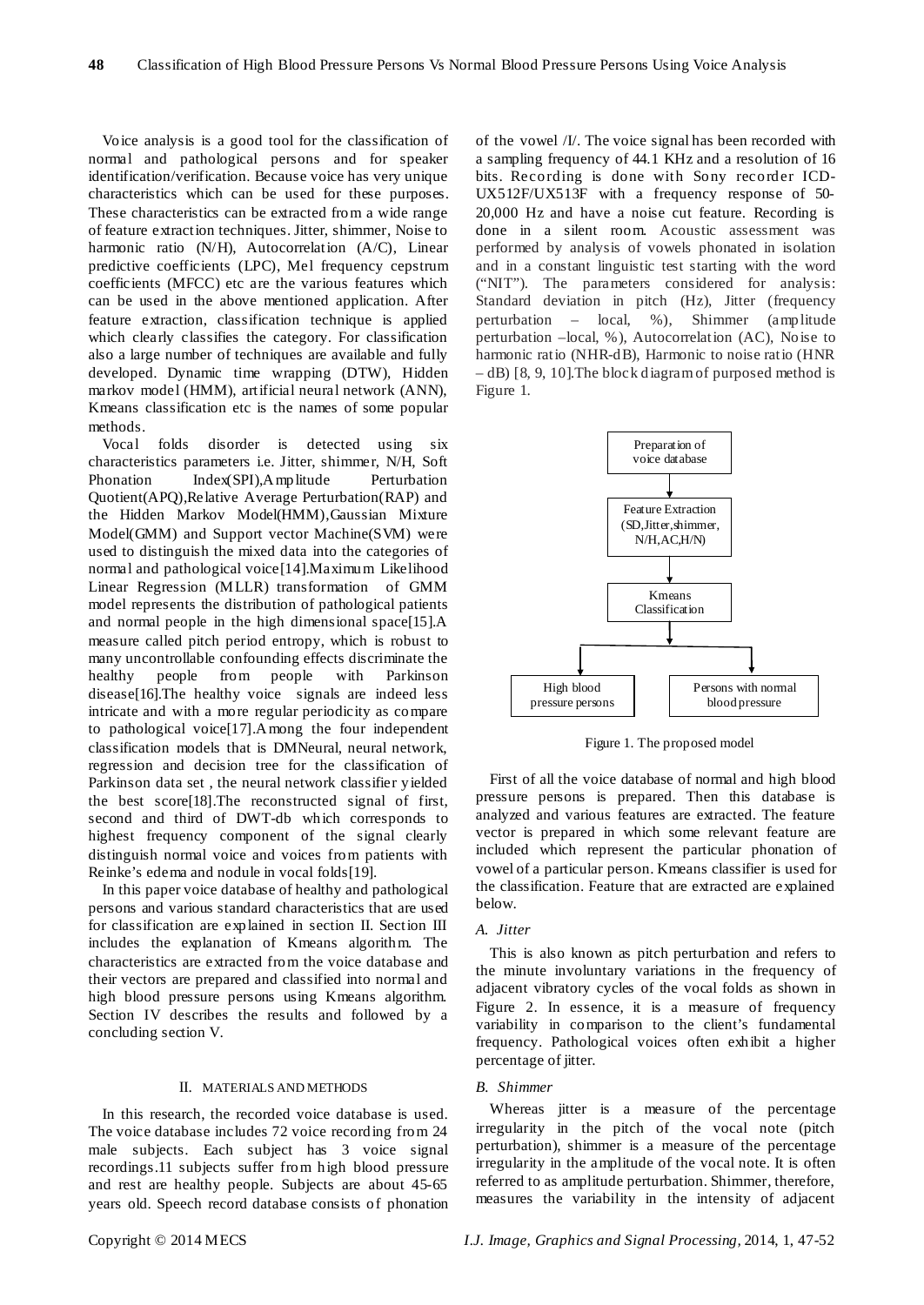Voice analysis is a good tool for the classification of normal and pathological persons and for speaker identification/verification. Because voice has very unique characteristics which can be used for these purposes. These characteristics can be extracted from a wide range of feature extraction techniques. Jitter, shimmer, Noise to harmonic ratio (N/H), Autocorrelation (A/C), Linear predictive coefficients (LPC), Mel frequency cepstrum coefficients (MFCC) etc are the various features which can be used in the above mentioned application. After feature extraction, classification technique is applied which clearly classifies the category. For classification also a large number of techniques are available and fully developed. Dynamic time wrapping (DTW), Hidden markov model (HMM), artificial neural network (ANN), Kmeans classification etc is the names of some popular methods.

Vocal folds disorder is detected using six characteristics parameters i.e. Jitter, shimmer, N/H, Soft Phonation Index(SPI),Amplitude Perturbation Quotient(APQ),Relative Average Perturbation(RAP) and the Hidden Markov Model(HMM),Gaussian Mixture Model(GMM) and Support vector Machine(SVM) were used to distinguish the mixed data into the categories of normal and pathological voice[14].Maximum Likelihood Linear Regression (MLLR) transformation of GMM model represents the distribution of pathological patients and normal people in the high dimensional space[15].A measure called pitch period entropy, which is robust to many uncontrollable confounding effects discriminate the healthy people from people with Parkinson disease[16].The healthy voice signals are indeed less intricate and with a more regular periodicity as compare to pathological voice[17].Among the four independent classification models that is DMNeural, neural network, regression and decision tree for the classification of Parkinson data set , the neural network classifier yielded the best score[18].The reconstructed signal of first, second and third of DWT-db which corresponds to highest frequency component of the signal clearly distinguish normal voice and voices from patients with Reinke's edema and nodule in vocal folds[19].

In this paper voice database of healthy and pathological persons and various standard characteristics that are used for classification are explained in section II. Section III includes the explanation of Kmeans algorithm. The characteristics are extracted from the voice database and their vectors are prepared and classified into normal and high blood pressure persons using Kmeans algorithm. Section IV describes the results and followed by a concluding section V.

## II. MATERIALS AND METHODS

In this research, the recorded voice database is used. The voice database includes 72 voice recording from 24 male subjects. Each subject has 3 voice signal recordings.11 subjects suffer from high blood pressure and rest are healthy people. Subjects are about 45-65 years old. Speech record database consists of phonation of the vowel /I/. The voice signal has been recorded with a sampling frequency of 44.1 KHz and a resolution of 16 bits. Recording is done with Sony recorder ICD-UX512F/UX513F with a frequency response of 50-20,000 Hz and have a noise cut feature. Recording is done in a silent room. Acoustic assessment was performed by analysis of vowels phonated in isolation and in a constant linguistic test starting with the word ("NIT"). The parameters considered for analysis: Standard deviation in pitch (Hz), Jitter (frequency perturbation – local, %), Shimmer (amplitude perturbation –local, %), Autocorrelation (AC), Noise to harmonic ratio (NHR-dB), Harmonic to noise ratio (HNR – dB) [8, 9, 10].The block diagram of purposed method is Figure 1.

Preparation of voice database → Feature Extraction (SD,Jitter,shimmer, N/H,AC,H/N) → Kmeans Classification → High blood pressure persons / Persons with normal blood pressure

Figure 1. The proposed model

First of all the voice database of normal and high blood pressure persons is prepared. Then this database is analyzed and various features are extracted. The feature vector is prepared in which some relevant feature are included which represent the particular phonation of vowel of a particular person. Kmeans classifier is used for the classification. Feature that are extracted are explained below.

### *A. Jitter*

This is also known as pitch perturbation and refers to the minute involuntary variations in the frequency of adjacent vibratory cycles of the vocal folds as shown in Figure 2. In essence, it is a measure of frequency variability in comparison to the client's fundamental frequency. Pathological voices often exhibit a higher percentage of jitter.

### *B. Shimmer*

Whereas jitter is a measure of the percentage irregularity in the pitch of the vocal note (pitch perturbation), shimmer is a measure of the percentage irregularity in the amplitude of the vocal note. It is often referred to as amplitude perturbation. Shimmer, therefore, measures the variability in the intensity of adjacent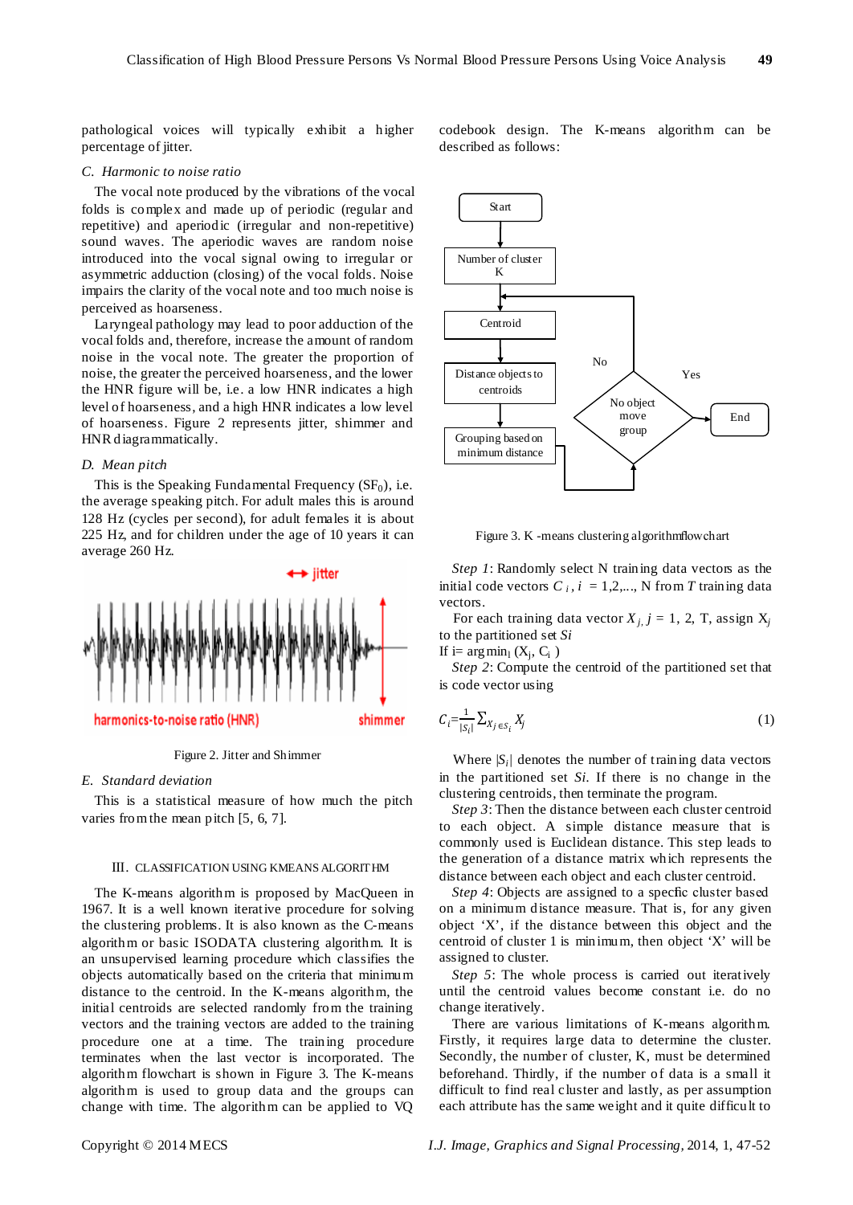pathological voices will typically exhibit a higher percentage of jitter.

### C. Harmonic to noise ratio

The vocal note produced by the vibrations of the vocal folds is complex and made up of periodic (regular and repetitive) and aperiodic (irregular and non-repetitive) sound waves. The aperiodic waves are random noise introduced into the vocal signal owing to irregular or asymmetric adduction (closing) of the vocal folds. Noise impairs the clarity of the vocal note and too much noise is perceived as hoarseness.

Laryngeal pathology may lead to poor adduction of the vocal folds and, therefore, increase the amount of random noise in the vocal note. The greater the proportion of noise, the greater the perceived hoarseness, and the lower the HNR figure will be, i.e. a low HNR indicates a high level of hoarseness, and a high HNR indicates a low level of hoarseness. Figure 2 represents jitter, shimmer and HNR diagrammatically.

### D. Mean pitch

This is the Speaking Fundamental Frequency ($SF_0$), i.e. the average speaking pitch. For adult males this is around 128 Hz (cycles per second), for adult females it is about 225 Hz, and for children under the age of 10 years it can average 260 Hz.

Figure 2. Jitter and Shimmer

### E. Standard deviation

This is a statistical measure of how much the pitch varies from the mean pitch [5, 6, 7].

## III. CLASSIFICATION USING KMEANS ALGORITHM

The K-means algorithm is proposed by MacQueen in 1967. It is a well known iterative procedure for solving the clustering problems. It is also known as the C-means algorithm or basic ISODATA clustering algorithm. It is an unsupervised learning procedure which classifies the objects automatically based on the criteria that minimum distance to the centroid. In the K-means algorithm, the initial centroids are selected randomly from the training vectors and the training vectors are added to the training procedure one at a time. The training procedure terminates when the last vector is incorporated. The algorithm flowchart is shown in Figure 3. The K-means algorithm is used to group data and the groups can change with time. The algorithm can be applied to VQ codebook design. The K-means algorithm can be described as follows:

Figure 3. K -means clustering algorithm flowchart

*Step 1*: Randomly select N training data vectors as the initial code vectors $C_i$, $i = 1,2,\ldots,$ N from $T$ training data vectors.

For each training data vector $X_j$, $j = 1, 2,$ T, assign $X_j$ to the partitioned set $S_i$

If i= $\arg\min_l (X_j, C_l)$

*Step 2*: Compute the centroid of the partitioned set that is code vector using

$$C_i = \frac{1}{|S_i|} \sum_{X_j \in S_i} X_j \tag{1}$$

Where $|S_i|$ denotes the number of training data vectors in the partitioned set $Si$. If there is no change in the clustering centroids, then terminate the program.

*Step 3*: Then the distance between each cluster centroid to each object. A simple distance measure that is commonly used is Euclidean distance. This step leads to the generation of a distance matrix which represents the distance between each object and each cluster centroid.

*Step 4*: Objects are assigned to a specfic cluster based on a minimum distance measure. That is, for any given object 'X', if the distance between this object and the centroid of cluster 1 is minimum, then object 'X' will be assigned to cluster.

*Step 5*: The whole process is carried out iteratively until the centroid values become constant i.e. do no change iteratively.

There are various limitations of K-means algorithm. Firstly, it requires large data to determine the cluster. Secondly, the number of cluster, K, must be determined beforehand. Thirdly, if the number of data is a small it difficult to find real cluster and lastly, as per assumption each attribute has the same weight and it quite difficult to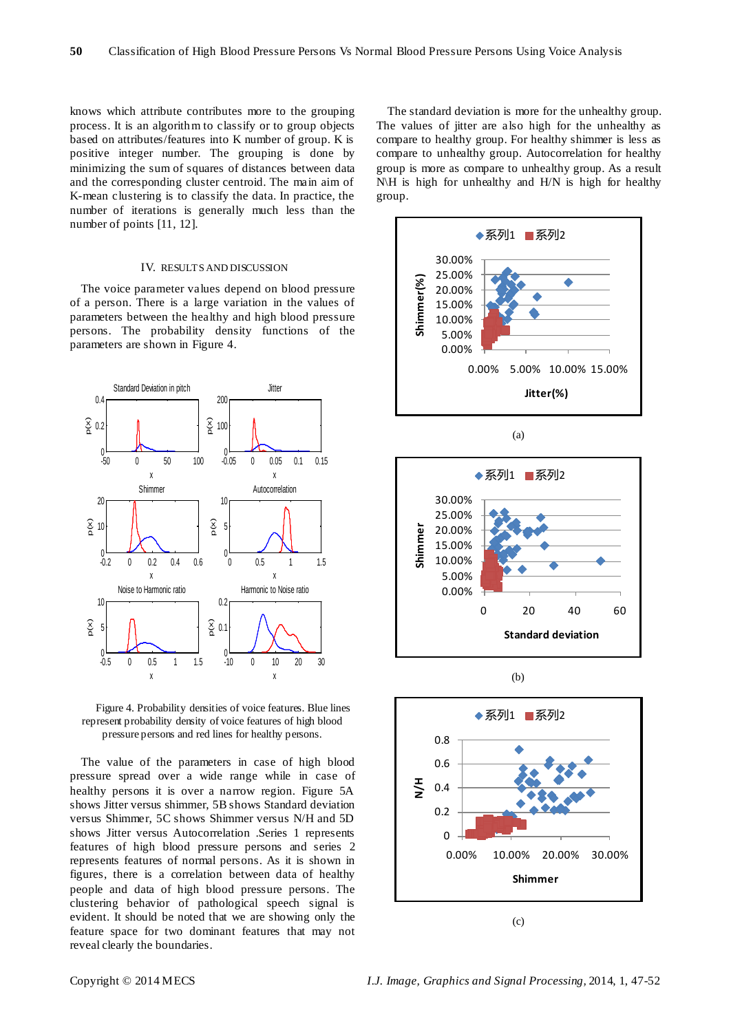knows which attribute contributes more to the grouping process. It is an algorithm to classify or to group objects based on attributes/features into K number of group. K is positive integer number. The grouping is done by minimizing the sum of squares of distances between data and the corresponding cluster centroid. The main aim of K-mean clustering is to classify the data. In practice, the number of iterations is generally much less than the number of points [11, 12].

## IV. RESULTS AND DISCUSSION

The voice parameter values depend on blood pressure of a person. There is a large variation in the values of parameters between the healthy and high blood pressure persons. The probability density functions of the parameters are shown in Figure 4.

Figure 4. Probability densities of voice features. Blue lines represent probability density of voice features of high blood pressure persons and red lines for healthy persons.

The value of the parameters in case of high blood pressure spread over a wide range while in case of healthy persons it is over a narrow region. Figure 5A shows Jitter versus shimmer, 5B shows Standard deviation versus Shimmer, 5C shows Shimmer versus N/H and 5D shows Jitter versus Autocorrelation .Series 1 represents features of high blood pressure persons and series 2 represents features of normal persons. As it is shown in figures, there is a correlation between data of healthy people and data of high blood pressure persons. The clustering behavior of pathological speech signal is evident. It should be noted that we are showing only the feature space for two dominant features that may not reveal clearly the boundaries.

The standard deviation is more for the unhealthy group. The values of jitter are also high for the unhealthy as compare to healthy group. For healthy shimmer is less as compare to unhealthy group. Autocorrelation for healthy group is more as compare to unhealthy group. As a result N\H is high for unhealthy and H/N is high for healthy group.

(a)

(b)

(c)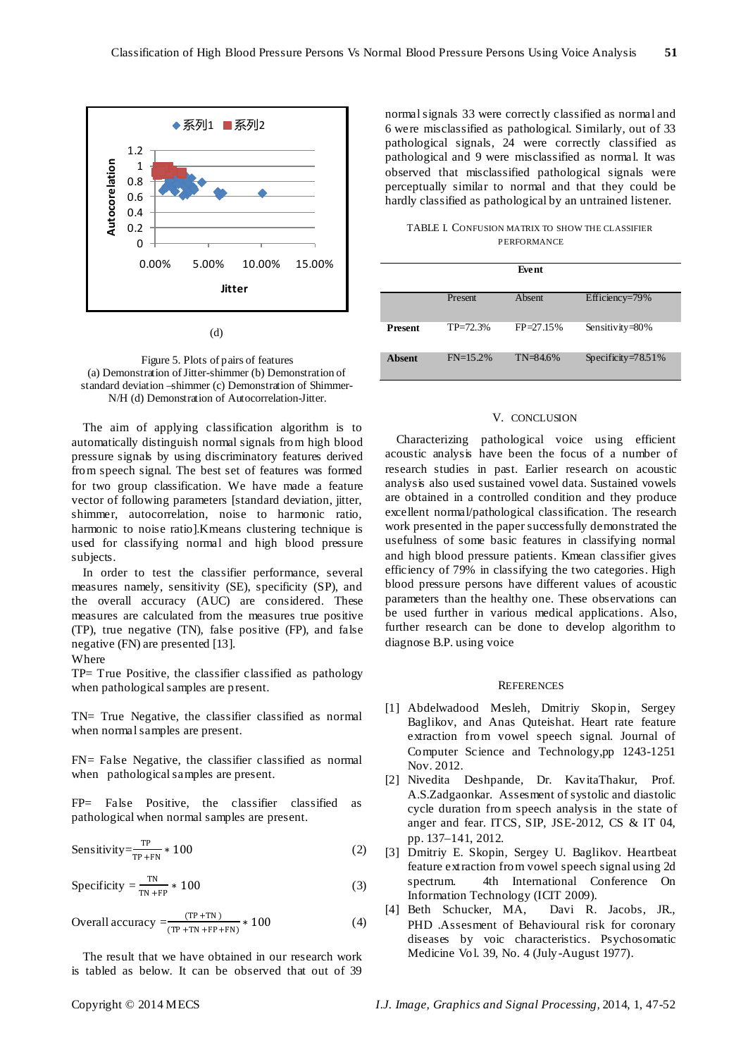(d)

Figure 5. Plots of pairs of features
(a) Demonstration of Jitter-shimmer (b) Demonstration of standard deviation –shimmer (c) Demonstration of Shimmer-N/H (d) Demonstration of Autocorrelation-Jitter.

The aim of applying classification algorithm is to automatically distinguish normal signals from high blood pressure signals by using discriminatory features derived from speech signal. The best set of features was formed for two group classification. We have made a feature vector of following parameters [standard deviation, jitter, shimmer, autocorrelation, noise to harmonic ratio, harmonic to noise ratio].Kmeans clustering technique is used for classifying normal and high blood pressure subjects.

In order to test the classifier performance, several measures namely, sensitivity (SE), specificity (SP), and the overall accuracy (AUC) are considered. These measures are calculated from the measures true positive (TP), true negative (TN), false positive (FP), and false negative (FN) are presented [13].

Where

TP= True Positive, the classifier classified as pathology when pathological samples are present.

TN= True Negative, the classifier classified as normal when normal samples are present.

FN= False Negative, the classifier classified as normal when pathological samples are present.

FP= False Positive, the classifier classified as pathological when normal samples are present.

$$\text{Sensitivity}=\frac{TP}{TP+FN}*100 \quad (2)$$

$$\text{Specificity}=\frac{TN}{TN+FP}*100 \quad (3)$$

$$\text{Overall accuracy}=\frac{(TP+TN)}{(TP+TN+FP+FN)}*100 \quad (4)$$

The result that we have obtained in our research work is tabled as below. It can be observed that out of 39 normal signals 33 were correctly classified as normal and 6 were misclassified as pathological. Similarly, out of 33 pathological signals, 24 were correctly classified as pathological and 9 were misclassified as normal. It was observed that misclassified pathological signals were perceptually similar to normal and that they could be hardly classified as pathological by an untrained listener.

TABLE I. CONFUSION MATRIX TO SHOW THE CLASSIFIER PERFORMANCE

| | Event | | |
|---|---|---|---|
| | Present | Absent | Efficiency=79% |
| **Present** | TP=72.3% | FP=27.15% | Sensitivity=80% |
| **Absent** | FN=15.2% | TN=84.6% | Specificity=78.51% |

## V. CONCLUSION

Characterizing pathological voice using efficient acoustic analysis have been the focus of a number of research studies in past. Earlier research on acoustic analysis also used sustained vowel data. Sustained vowels are obtained in a controlled condition and they produce excellent normal/pathological classification. The research work presented in the paper successfully demonstrated the usefulness of some basic features in classifying normal and high blood pressure patients. Kmean classifier gives efficiency of 79% in classifying the two categories. High blood pressure persons have different values of acoustic parameters than the healthy one. These observations can be used further in various medical applications. Also, further research can be done to develop algorithm to diagnose B.P. using voice

## REFERENCES

[1] Abdelwadood Mesleh, Dmitriy Skopin, Sergey Baglikov, and Anas Quteishat. Heart rate feature extraction from vowel speech signal. Journal of Computer Science and Technology,pp 1243-1251 Nov. 2012.

[2] Nivedita Deshpande, Dr. KavitaThakur, Prof. A.S.Zadgaonkar. Assesment of systolic and diastolic cycle duration from speech analysis in the state of anger and fear. ITCS, SIP, JSE-2012, CS & IT 04, pp. 137–141, 2012.

[3] Dmitriy E. Skopin, Sergey U. Baglikov. Heartbeat feature extraction from vowel speech signal using 2d spectrum. 4th International Conference On Information Technology (ICIT 2009).

[4] Beth Schucker, MA, Davi R. Jacobs, JR., PHD .Assesment of Behavioural risk for coronary diseases by voic characteristics. Psychosomatic Medicine Vol. 39, No. 4 (July-August 1977).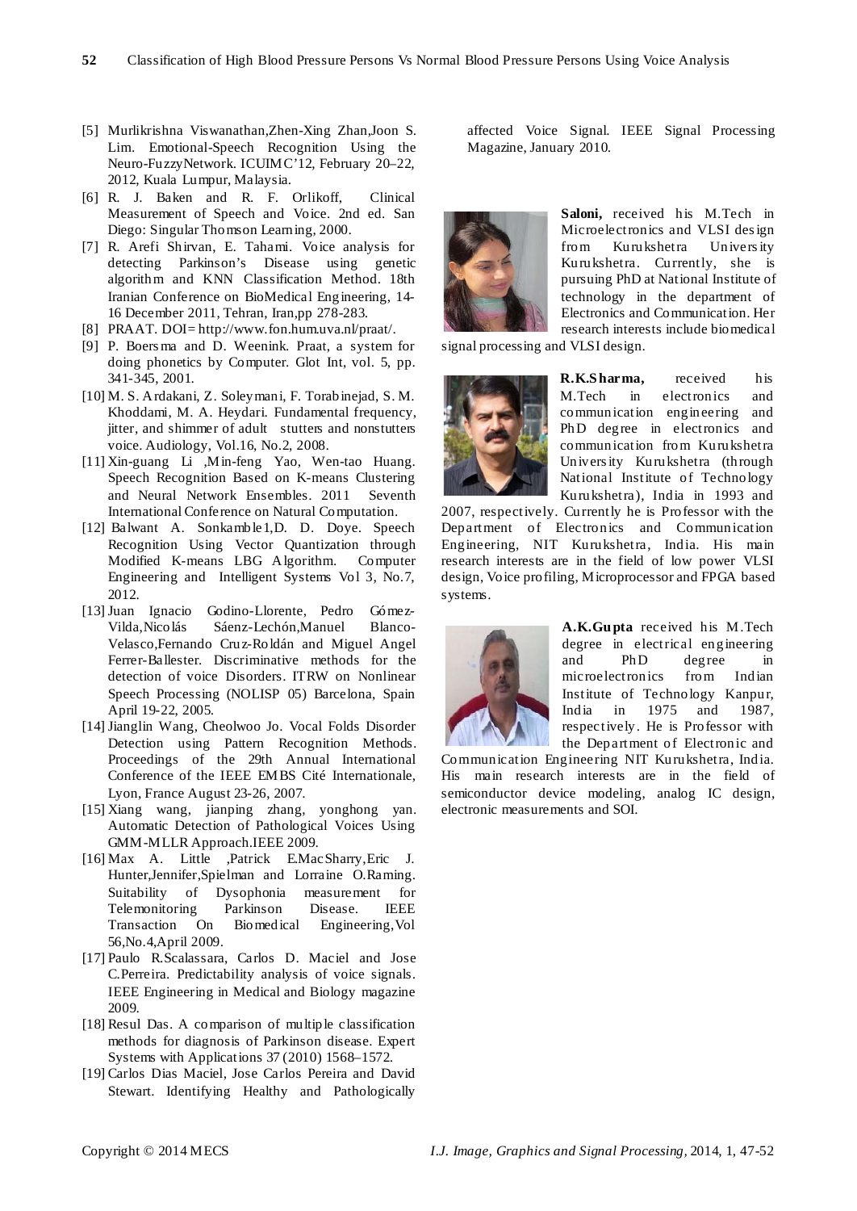[5] Murlikrishna Viswanathan,Zhen-Xing Zhan,Joon S. Lim. Emotional-Speech Recognition Using the Neuro-FuzzyNetwork. ICUIMC'12, February 20–22, 2012, Kuala Lumpur, Malaysia.

[6] R. J. Baken and R. F. Orlikoff, Clinical Measurement of Speech and Voice. 2nd ed. San Diego: Singular Thomson Learning, 2000.

[7] R. Arefi Shirvan, E. Tahami. Voice analysis for detecting Parkinson's Disease using genetic algorithm and KNN Classification Method. 18th Iranian Conference on BioMedical Engineering, 14-16 December 2011, Tehran, Iran,pp 278-283.

[8] PRAAT. DOI= http://www.fon.hum.uva.nl/praat/.

[9] P. Boersma and D. Weenink. Praat, a system for doing phonetics by Computer. Glot Int, vol. 5, pp. 341-345, 2001.

[10] M. S. Ardakani, Z. Soleymani, F. Torabinejad, S. M. Khoddami, M. A. Heydari. Fundamental frequency, jitter, and shimmer of adult stutters and nonstutters voice. Audiology, Vol.16, No.2, 2008.

[11] Xin-guang Li ,Min-feng Yao, Wen-tao Huang. Speech Recognition Based on K-means Clustering and Neural Network Ensembles. 2011 Seventh International Conference on Natural Computation.

[12] Balwant A. Sonkamble1,D. D. Doye. Speech Recognition Using Vector Quantization through Modified K-means LBG Algorithm. Computer Engineering and Intelligent Systems Vol 3, No.7, 2012.

[13] Juan Ignacio Godino-Llorente, Pedro Gómez-Vilda,Nicolás Sáenz-Lechón,Manuel Blanco-Velasco,Fernando Cruz-Roldán and Miguel Angel Ferrer-Ballester. Discriminative methods for the detection of voice Disorders. ITRW on Nonlinear Speech Processing (NOLISP 05) Barcelona, Spain April 19-22, 2005.

[14] Jianglin Wang, Cheolwoo Jo. Vocal Folds Disorder Detection using Pattern Recognition Methods. Proceedings of the 29th Annual International Conference of the IEEE EMBS Cité Internationale, Lyon, France August 23-26, 2007.

[15] Xiang wang, jianping zhang, yonghong yan. Automatic Detection of Pathological Voices Using GMM-MLLR Approach.IEEE 2009.

[16] Max A. Little ,Patrick E.MacSharry,Eric J. Hunter,Jennifer,Spielman and Lorraine O.Raming. Suitability of Dysophonia measurement for Telemonitoring Parkinson Disease. IEEE Transaction On Biomedical Engineering,Vol 56,No.4,April 2009.

[17] Paulo R.Scalassara, Carlos D. Maciel and Jose C.Perreira. Predictability analysis of voice signals. IEEE Engineering in Medical and Biology magazine 2009.

[18] Resul Das. A comparison of multiple classification methods for diagnosis of Parkinson disease. Expert Systems with Applications 37 (2010) 1568–1572.

[19] Carlos Dias Maciel, Jose Carlos Pereira and David Stewart. Identifying Healthy and Pathologically affected Voice Signal. IEEE Signal Processing Magazine, January 2010.

**Saloni,** received his M.Tech in Microelectronics and VLSI design from Kurukshetra University Kurukshetra. Currently, she is pursuing PhD at National Institute of technology in the department of Electronics and Communication. Her research interests include biomedical signal processing and VLSI design.

**R.K.Sharma,** received his M.Tech in electronics and communication engineering and PhD degree in electronics and communication from Kurukshetra University Kurukshetra (through National Institute of Technology Kurukshetra), India in 1993 and 2007, respectively. Currently he is Professor with the Department of Electronics and Communication Engineering, NIT Kurukshetra, India. His main research interests are in the field of low power VLSI design, Voice profiling, Microprocessor and FPGA based systems.

**A.K.Gupta** received his M.Tech degree in electrical engineering and PhD degree in microelectronics from Indian Institute of Technology Kanpur, India in 1975 and 1987, respectively. He is Professor with the Department of Electronic and Communication Engineering NIT Kurukshetra, India. His main research interests are in the field of semiconductor device modeling, analog IC design, electronic measurements and SOI.